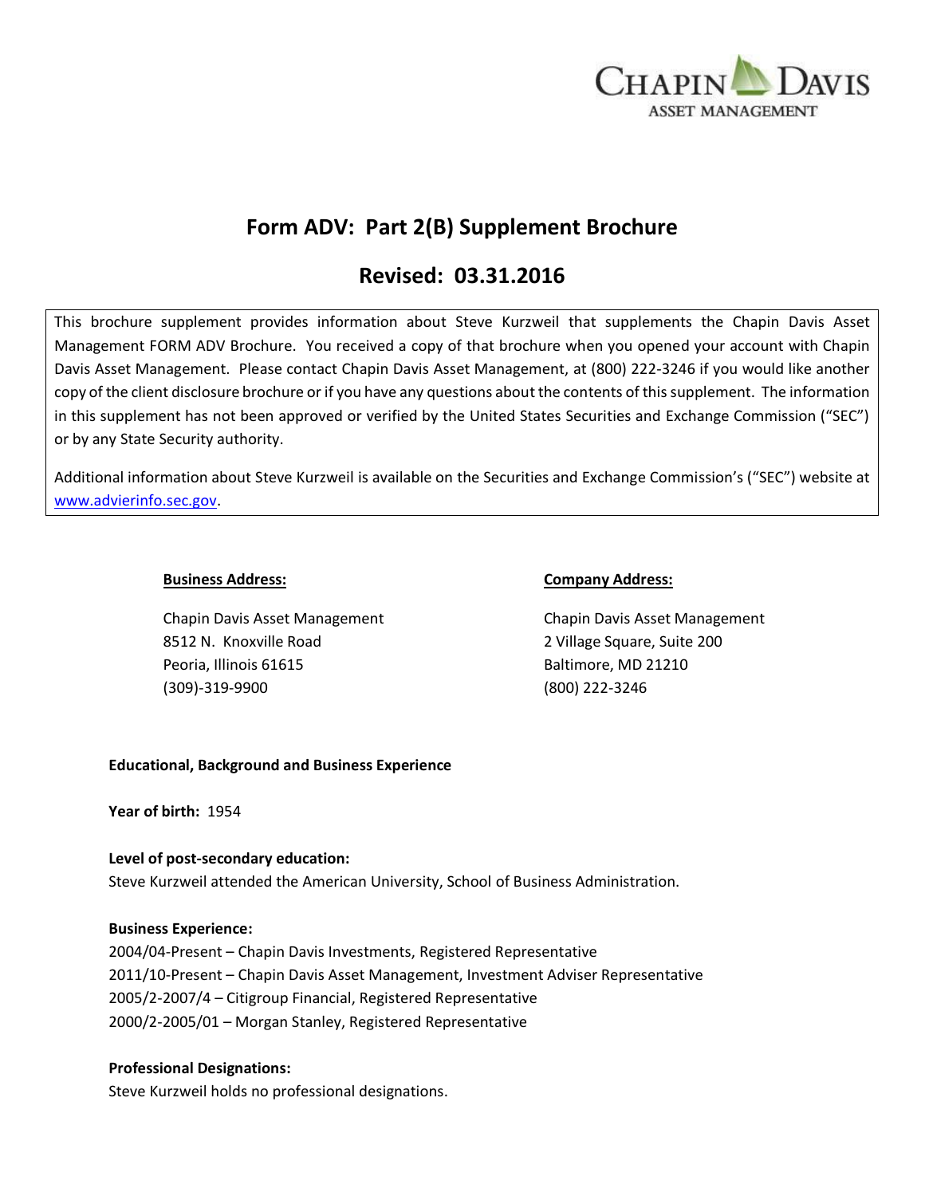CHAPIN DAVIS
ASSET MANAGEMENT

# Form ADV: Part 2(B) Supplement Brochure

## Revised: 03.31.2016

This brochure supplement provides information about Steve Kurzweil that supplements the Chapin Davis Asset Management FORM ADV Brochure. You received a copy of that brochure when you opened your account with Chapin Davis Asset Management. Please contact Chapin Davis Asset Management, at (800) 222-3246 if you would like another copy of the client disclosure brochure or if you have any questions about the contents of this supplement. The information in this supplement has not been approved or verified by the United States Securities and Exchange Commission ("SEC") or by any State Security authority.

Additional information about Steve Kurzweil is available on the Securities and Exchange Commission's ("SEC") website at www.advierinfo.sec.gov.

**Business Address:**

Chapin Davis Asset Management
8512 N. Knoxville Road
Peoria, Illinois 61615
(309)-319-9900

**Company Address:**

Chapin Davis Asset Management
2 Village Square, Suite 200
Baltimore, MD 21210
(800) 222-3246

**Educational, Background and Business Experience**

**Year of birth:** 1954

**Level of post-secondary education:**
Steve Kurzweil attended the American University, School of Business Administration.

**Business Experience:**
2004/04-Present – Chapin Davis Investments, Registered Representative
2011/10-Present – Chapin Davis Asset Management, Investment Adviser Representative
2005/2-2007/4 – Citigroup Financial, Registered Representative
2000/2-2005/01 – Morgan Stanley, Registered Representative

**Professional Designations:**
Steve Kurzweil holds no professional designations.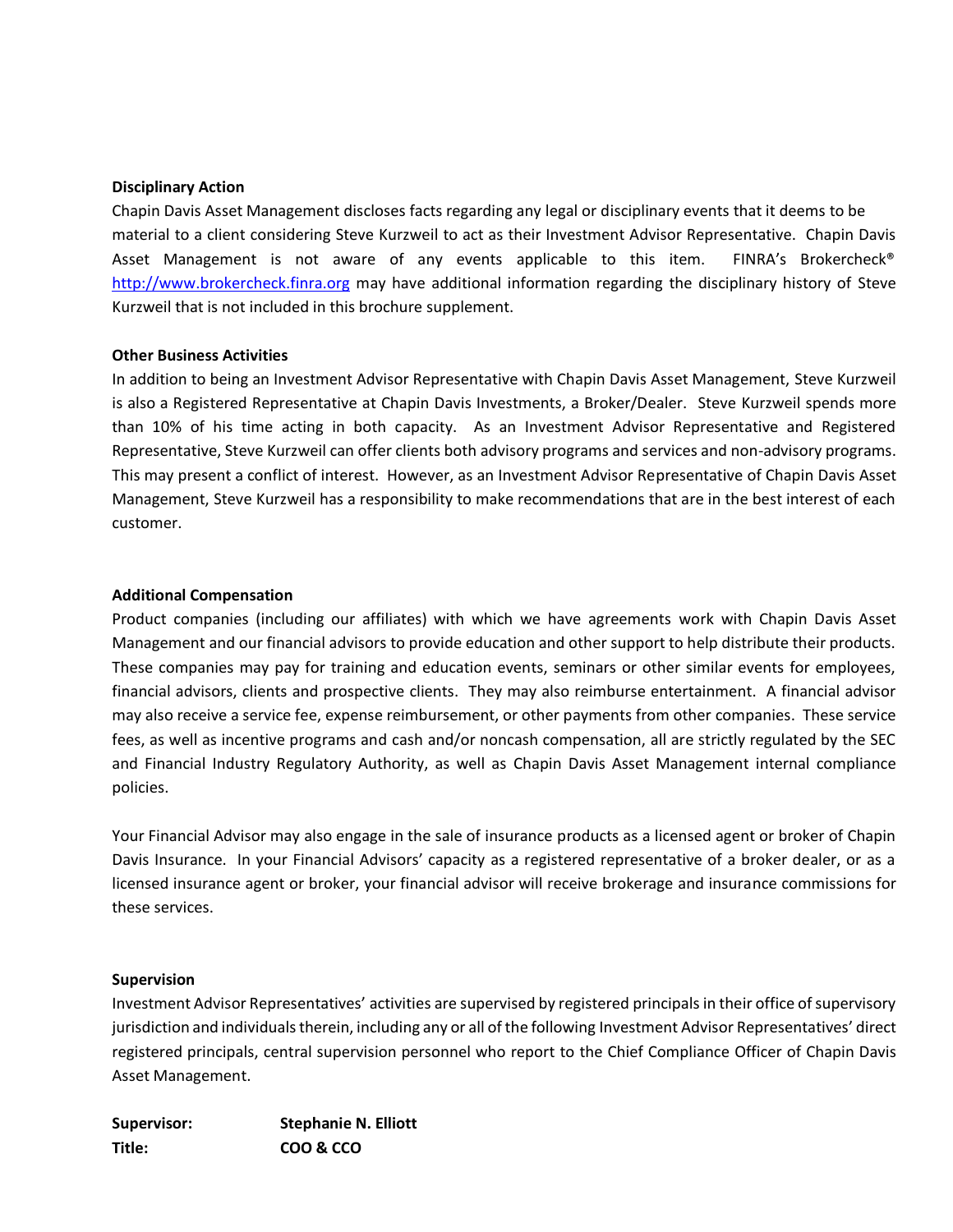**Disciplinary Action**

Chapin Davis Asset Management discloses facts regarding any legal or disciplinary events that it deems to be material to a client considering Steve Kurzweil to act as their Investment Advisor Representative. Chapin Davis Asset Management is not aware of any events applicable to this item. FINRA's Brokercheck® http://www.brokercheck.finra.org may have additional information regarding the disciplinary history of Steve Kurzweil that is not included in this brochure supplement.

**Other Business Activities**

In addition to being an Investment Advisor Representative with Chapin Davis Asset Management, Steve Kurzweil is also a Registered Representative at Chapin Davis Investments, a Broker/Dealer. Steve Kurzweil spends more than 10% of his time acting in both capacity. As an Investment Advisor Representative and Registered Representative, Steve Kurzweil can offer clients both advisory programs and services and non-advisory programs. This may present a conflict of interest. However, as an Investment Advisor Representative of Chapin Davis Asset Management, Steve Kurzweil has a responsibility to make recommendations that are in the best interest of each customer.

**Additional Compensation**

Product companies (including our affiliates) with which we have agreements work with Chapin Davis Asset Management and our financial advisors to provide education and other support to help distribute their products. These companies may pay for training and education events, seminars or other similar events for employees, financial advisors, clients and prospective clients. They may also reimburse entertainment. A financial advisor may also receive a service fee, expense reimbursement, or other payments from other companies. These service fees, as well as incentive programs and cash and/or noncash compensation, all are strictly regulated by the SEC and Financial Industry Regulatory Authority, as well as Chapin Davis Asset Management internal compliance policies.

Your Financial Advisor may also engage in the sale of insurance products as a licensed agent or broker of Chapin Davis Insurance. In your Financial Advisors' capacity as a registered representative of a broker dealer, or as a licensed insurance agent or broker, your financial advisor will receive brokerage and insurance commissions for these services.

**Supervision**

Investment Advisor Representatives' activities are supervised by registered principals in their office of supervisory jurisdiction and individuals therein, including any or all of the following Investment Advisor Representatives' direct registered principals, central supervision personnel who report to the Chief Compliance Officer of Chapin Davis Asset Management.

**Supervisor:** **Stephanie N. Elliott**
**Title:** **COO & CCO**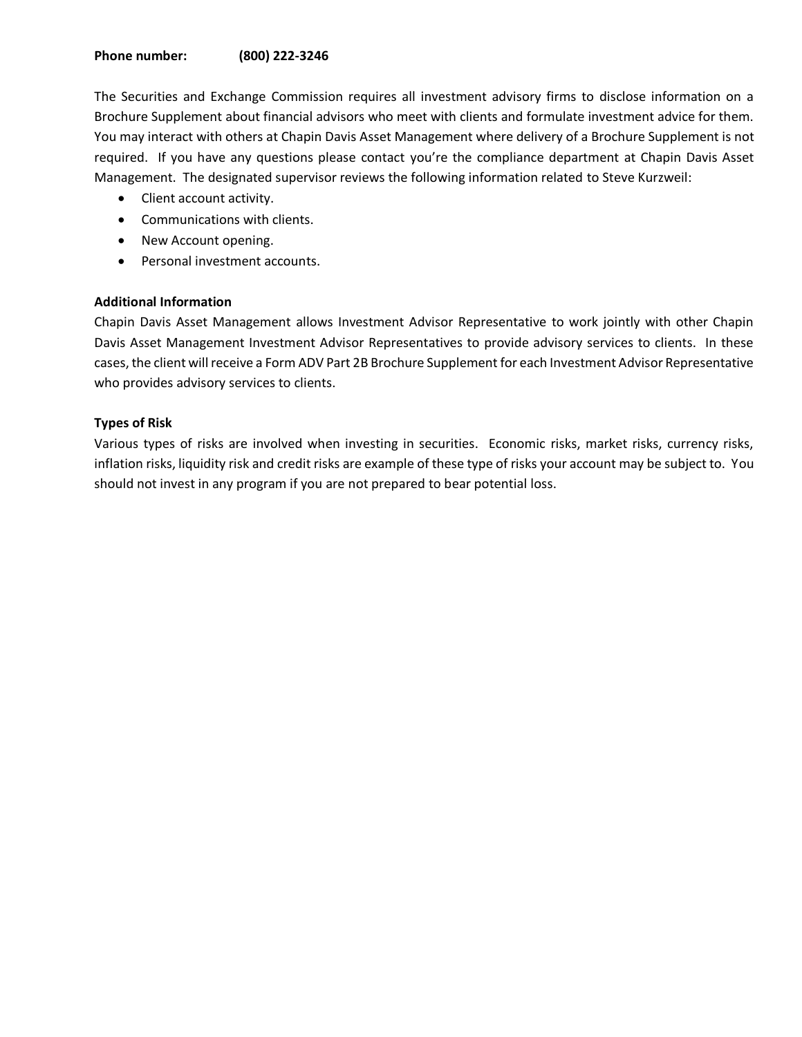**Phone number:** **(800) 222-3246**

The Securities and Exchange Commission requires all investment advisory firms to disclose information on a Brochure Supplement about financial advisors who meet with clients and formulate investment advice for them. You may interact with others at Chapin Davis Asset Management where delivery of a Brochure Supplement is not required. If you have any questions please contact you're the compliance department at Chapin Davis Asset Management. The designated supervisor reviews the following information related to Steve Kurzweil:

- Client account activity.
- Communications with clients.
- New Account opening.
- Personal investment accounts.

**Additional Information**

Chapin Davis Asset Management allows Investment Advisor Representative to work jointly with other Chapin Davis Asset Management Investment Advisor Representatives to provide advisory services to clients. In these cases, the client will receive a Form ADV Part 2B Brochure Supplement for each Investment Advisor Representative who provides advisory services to clients.

**Types of Risk**

Various types of risks are involved when investing in securities. Economic risks, market risks, currency risks, inflation risks, liquidity risk and credit risks are example of these type of risks your account may be subject to. You should not invest in any program if you are not prepared to bear potential loss.